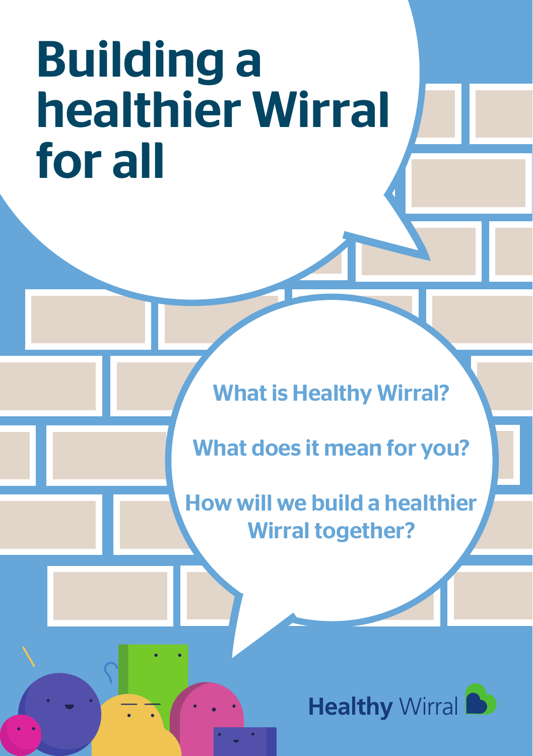# Building a healthier Wirral for all

What is Healthy Wirral?

What does it mean for you?

How will we build a healthier Wirral together?

Healthy Wirral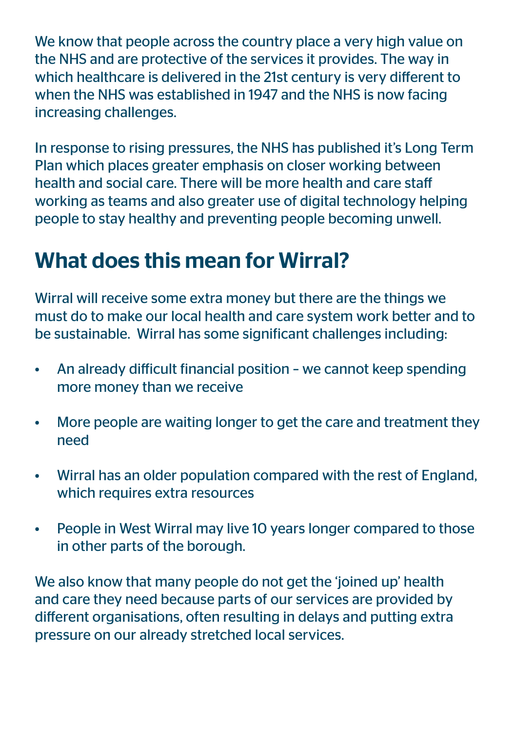We know that people across the country place a very high value on the NHS and are protective of the services it provides. The way in which healthcare is delivered in the 21st century is very different to when the NHS was established in 1947 and the NHS is now facing increasing challenges.

In response to rising pressures, the NHS has published it's Long Term Plan which places greater emphasis on closer working between health and social care. There will be more health and care staff working as teams and also greater use of digital technology helping people to stay healthy and preventing people becoming unwell.

## What does this mean for Wirral?

Wirral will receive some extra money but there are the things we must do to make our local health and care system work better and to be sustainable. Wirral has some significant challenges including:

- An already difficult financial position – we cannot keep spending more money than we receive
- More people are waiting longer to get the care and treatment they need
- Wirral has an older population compared with the rest of England, which requires extra resources
- People in West Wirral may live 10 years longer compared to those in other parts of the borough.

We also know that many people do not get the 'joined up' health and care they need because parts of our services are provided by different organisations, often resulting in delays and putting extra pressure on our already stretched local services.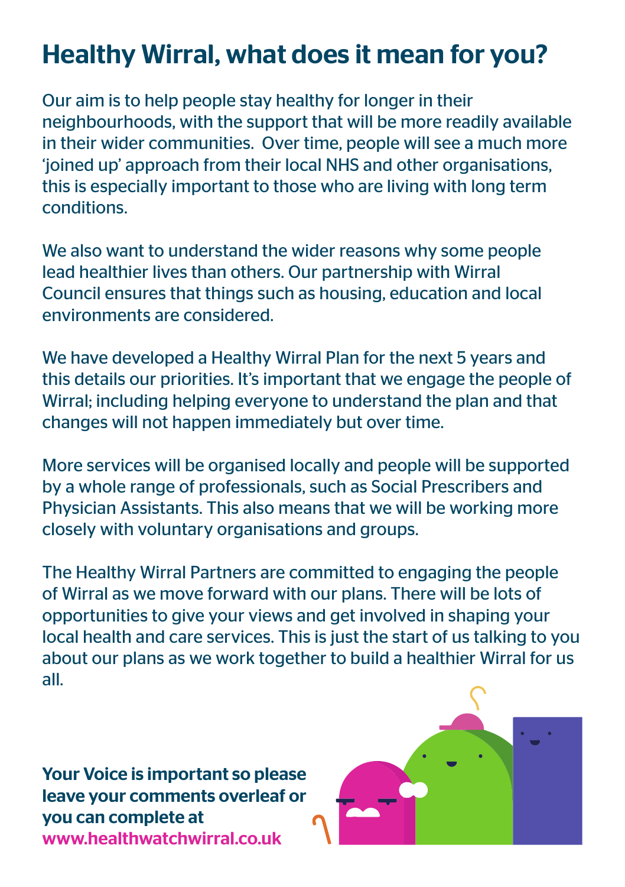# Healthy Wirral, what does it mean for you?

Our aim is to help people stay healthy for longer in their neighbourhoods, with the support that will be more readily available in their wider communities.  Over time, people will see a much more 'joined up' approach from their local NHS and other organisations, this is especially important to those who are living with long term conditions.

We also want to understand the wider reasons why some people lead healthier lives than others. Our partnership with Wirral Council ensures that things such as housing, education and local environments are considered.

We have developed a Healthy Wirral Plan for the next 5 years and this details our priorities. It's important that we engage the people of Wirral; including helping everyone to understand the plan and that changes will not happen immediately but over time.

More services will be organised locally and people will be supported by a whole range of professionals, such as Social Prescribers and Physician Assistants. This also means that we will be working more closely with voluntary organisations and groups.

The Healthy Wirral Partners are committed to engaging the people of Wirral as we move forward with our plans. There will be lots of opportunities to give your views and get involved in shaping your local health and care services. This is just the start of us talking to you about our plans as we work together to build a healthier Wirral for us all.

**Your Voice is important so please leave your comments overleaf or you can complete at www.healthwatchwirral.co.uk**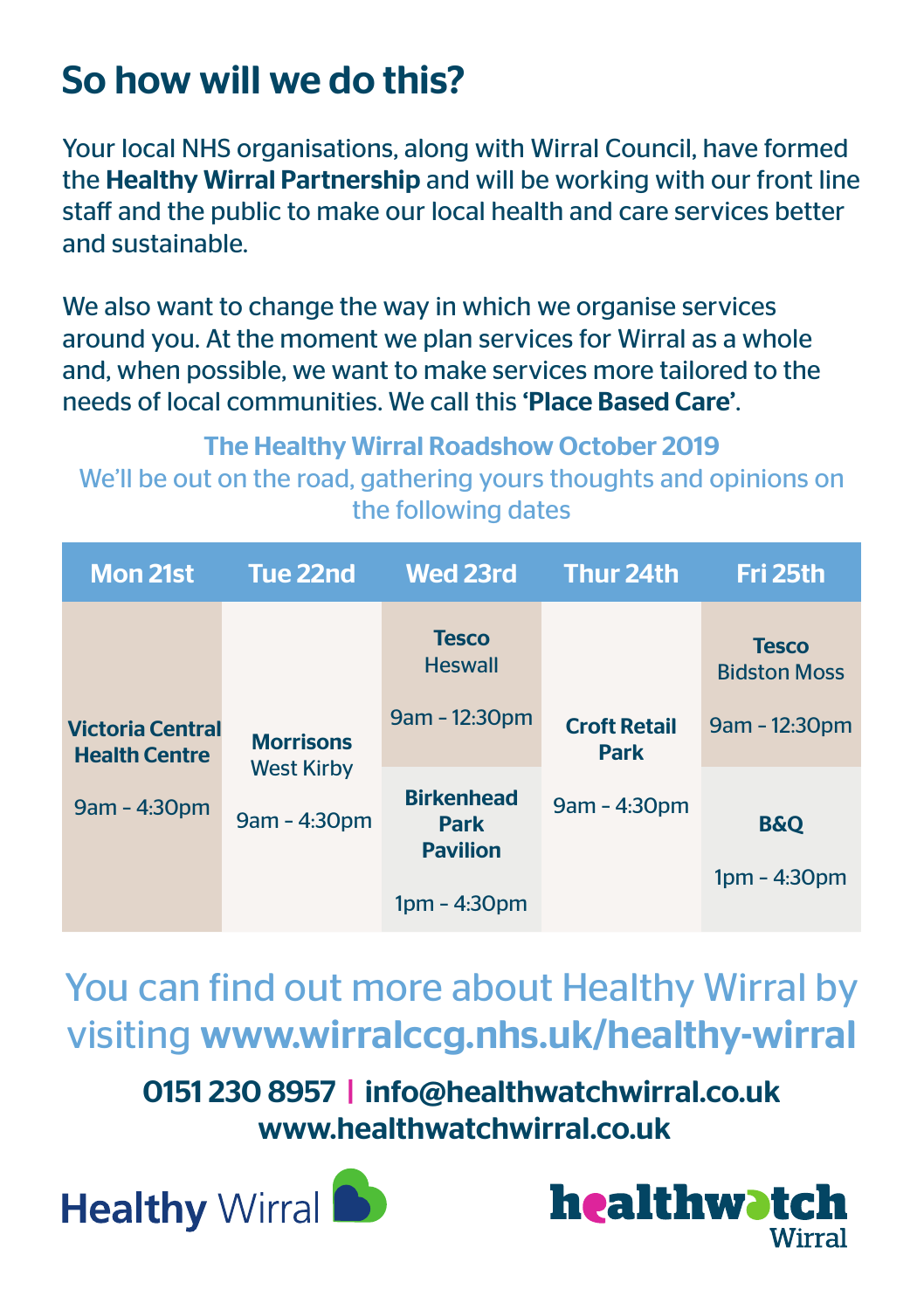# So how will we do this?

Your local NHS organisations, along with Wirral Council, have formed the **Healthy Wirral Partnership** and will be working with our front line staff and the public to make our local health and care services better and sustainable.

We also want to change the way in which we organise services around you. At the moment we plan services for Wirral as a whole and, when possible, we want to make services more tailored to the needs of local communities. We call this **'Place Based Care'**.

**The Healthy Wirral Roadshow October 2019**

We'll be out on the road, gathering yours thoughts and opinions on the following dates

| Mon 21st | Tue 22nd | Wed 23rd | Thur 24th | Fri 25th |
|---|---|---|---|---|
| **Victoria Central Health Centre** 9am – 4:30pm | **Morrisons** West Kirby 9am – 4:30pm | **Tesco** Heswall 9am – 12:30pm | **Croft Retail Park** 9am – 4:30pm | **Tesco** Bidston Moss 9am – 12:30pm |
| | | **Birkenhead Park Pavilion** 1pm – 4:30pm | | **B&Q** 1pm – 4:30pm |

You can find out more about Healthy Wirral by visiting **www.wirralccg.nhs.uk/healthy-wirral**

**0151 230 8957 | info@healthwatchwirral.co.uk**
**www.healthwatchwirral.co.uk**

Healthy Wirral

healthwatch Wirral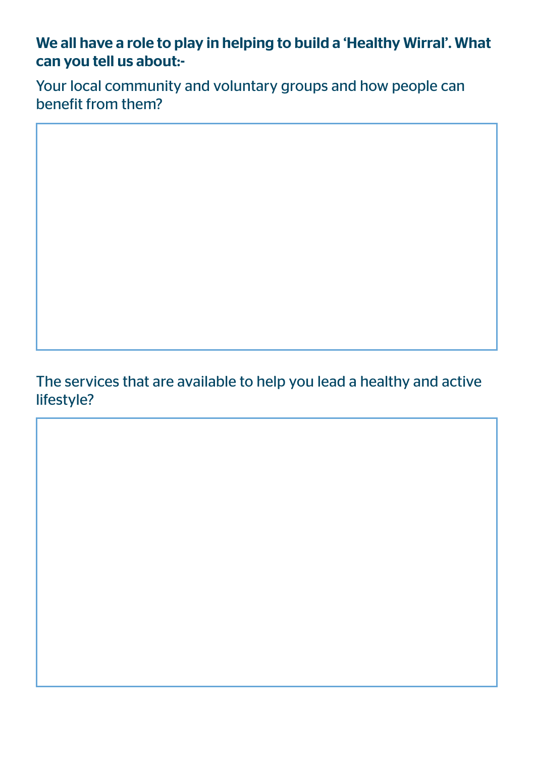**We all have a role to play in helping to build a 'Healthy Wirral'. What can you tell us about:-**

Your local community and voluntary groups and how people can benefit from them?

The services that are available to help you lead a healthy and active lifestyle?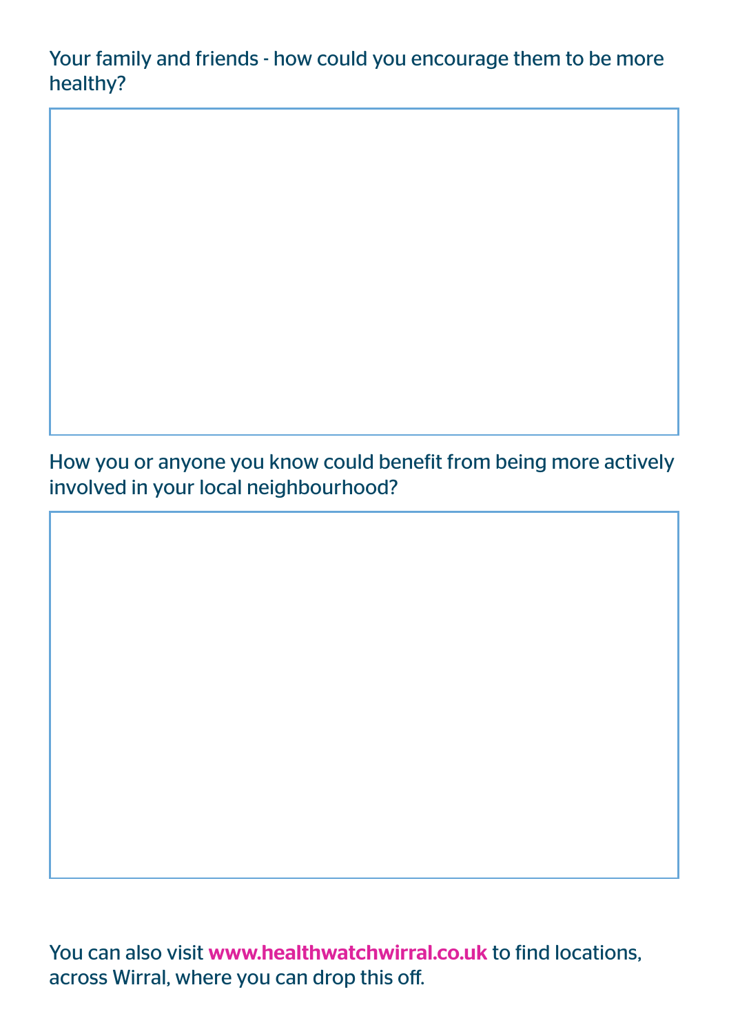Your family and friends - how could you encourage them to be more healthy?

How you or anyone you know could benefit from being more actively involved in your local neighbourhood?

You can also visit **www.healthwatchwirral.co.uk** to find locations, across Wirral, where you can drop this off.